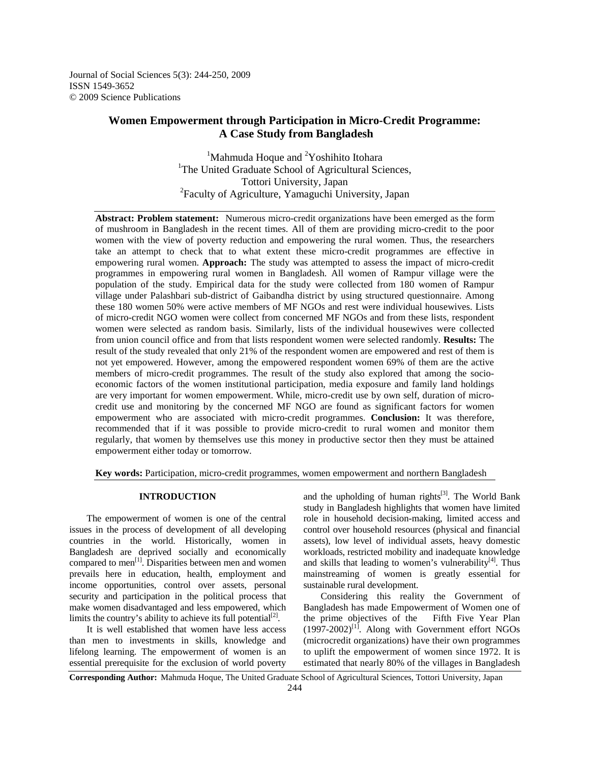# Women Empowerment through Participation in Micro-Credit Programme: A Case Study from Bangladesh

[1]Mahmuda Hoque and [2]Yoshihito Itohara

[1]The United Graduate School of Agricultural Sciences, Tottori University, Japan

[2]Faculty of Agriculture, Yamaguchi University, Japan

**Abstract: Problem statement:** Numerous micro-credit organizations have been emerged as the form of mushroom in Bangladesh in the recent times. All of them are providing micro-credit to the poor women with the view of poverty reduction and empowering the rural women. Thus, the researchers take an attempt to check that to what extent these micro-credit programmes are effective in empowering rural women. **Approach:** The study was attempted to assess the impact of micro-credit programmes in empowering rural women in Bangladesh. All women of Rampur village were the population of the study. Empirical data for the study were collected from 180 women of Rampur village under Palashbari sub-district of Gaibandha district by using structured questionnaire. Among these 180 women 50% were active members of MF NGOs and rest were individual housewives. Lists of micro-credit NGO women were collect from concerned MF NGOs and from these lists, respondent women were selected as random basis. Similarly, lists of the individual housewives were collected from union council office and from that lists respondent women were selected randomly. **Results:** The result of the study revealed that only 21% of the respondent women are empowered and rest of them is not yet empowered. However, among the empowered respondent women 69% of them are the active members of micro-credit programmes. The result of the study also explored that among the socio-economic factors of the women institutional participation, media exposure and family land holdings are very important for women empowerment. While, micro-credit use by own self, duration of micro-credit use and monitoring by the concerned MF NGO are found as significant factors for women empowerment who are associated with micro-credit programmes. **Conclusion:** It was therefore, recommended that if it was possible to provide micro-credit to rural women and monitor them regularly, that women by themselves use this money in productive sector then they must be attained empowerment either today or tomorrow.

**Key words:** Participation, micro-credit programmes, women empowerment and northern Bangladesh

## INTRODUCTION

The empowerment of women is one of the central issues in the process of development of all developing countries in the world. Historically, women in Bangladesh are deprived socially and economically compared to men[1]. Disparities between men and women prevails here in education, health, employment and income opportunities, control over assets, personal security and participation in the political process that make women disadvantaged and less empowered, which limits the country's ability to achieve its full potential[2].

It is well established that women have less access than men to investments in skills, knowledge and lifelong learning. The empowerment of women is an essential prerequisite for the exclusion of world poverty and the upholding of human rights[3]. The World Bank study in Bangladesh highlights that women have limited role in household decision-making, limited access and control over household resources (physical and financial assets), low level of individual assets, heavy domestic workloads, restricted mobility and inadequate knowledge and skills that leading to women's vulnerability[4]. Thus mainstreaming of women is greatly essential for sustainable rural development.

Considering this reality the Government of Bangladesh has made Empowerment of Women one of the prime objectives of the Fifth Five Year Plan (1997-2002)[1]. Along with Government effort NGOs (microcredit organizations) have their own programmes to uplift the empowerment of women since 1972. It is estimated that nearly 80% of the villages in Bangladesh

**Corresponding Author:** Mahmuda Hoque, The United Graduate School of Agricultural Sciences, Tottori University, Japan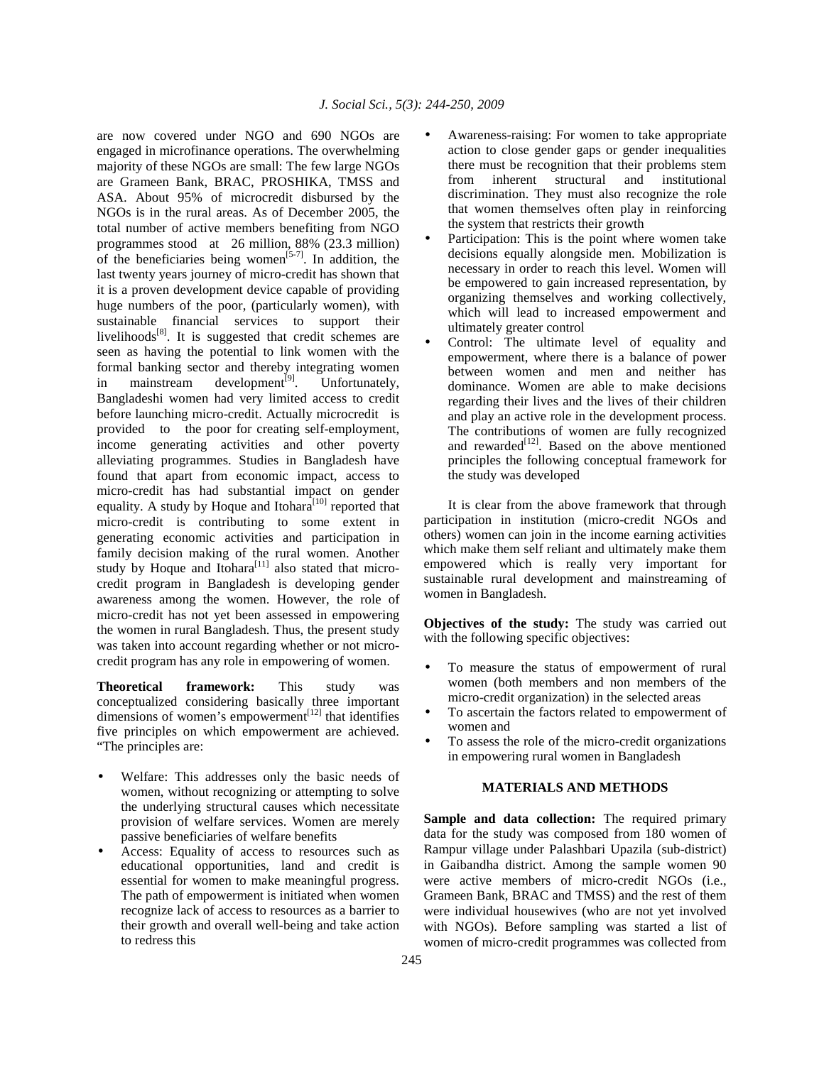are now covered under NGO and 690 NGOs are engaged in microfinance operations. The overwhelming majority of these NGOs are small: The few large NGOs are Grameen Bank, BRAC, PROSHIKA, TMSS and ASA. About 95% of microcredit disbursed by the NGOs is in the rural areas. As of December 2005, the total number of active members benefiting from NGO programmes stood at 26 million, 88% (23.3 million) of the beneficiaries being women[5-7]. In addition, the last twenty years journey of micro-credit has shown that it is a proven development device capable of providing huge numbers of the poor, (particularly women), with sustainable financial services to support their livelihoods[8]. It is suggested that credit schemes are seen as having the potential to link women with the formal banking sector and thereby integrating women in mainstream development[9]. Unfortunately, Bangladeshi women had very limited access to credit before launching micro-credit. Actually microcredit is provided to the poor for creating self-employment, income generating activities and other poverty alleviating programmes. Studies in Bangladesh have found that apart from economic impact, access to micro-credit has had substantial impact on gender equality. A study by Hoque and Itohara[10] reported that micro-credit is contributing to some extent in generating economic activities and participation in family decision making of the rural women. Another study by Hoque and Itohara[11] also stated that micro-credit program in Bangladesh is developing gender awareness among the women. However, the role of micro-credit has not yet been assessed in empowering the women in rural Bangladesh. Thus, the present study was taken into account regarding whether or not micro-credit program has any role in empowering of women.

**Theoretical framework:** This study was conceptualized considering basically three important dimensions of women's empowerment[12] that identifies five principles on which empowerment are achieved. "The principles are:

- Welfare: This addresses only the basic needs of women, without recognizing or attempting to solve the underlying structural causes which necessitate provision of welfare services. Women are merely passive beneficiaries of welfare benefits
- Access: Equality of access to resources such as educational opportunities, land and credit is essential for women to make meaningful progress. The path of empowerment is initiated when women recognize lack of access to resources as a barrier to their growth and overall well-being and take action to redress this
- Awareness-raising: For women to take appropriate action to close gender gaps or gender inequalities there must be recognition that their problems stem from inherent structural and institutional discrimination. They must also recognize the role that women themselves often play in reinforcing the system that restricts their growth
- Participation: This is the point where women take decisions equally alongside men. Mobilization is necessary in order to reach this level. Women will be empowered to gain increased representation, by organizing themselves and working collectively, which will lead to increased empowerment and ultimately greater control
- Control: The ultimate level of equality and empowerment, where there is a balance of power between women and men and neither has dominance. Women are able to make decisions regarding their lives and the lives of their children and play an active role in the development process. The contributions of women are fully recognized and rewarded[12]. Based on the above mentioned principles the following conceptual framework for the study was developed

It is clear from the above framework that through participation in institution (micro-credit NGOs and others) women can join in the income earning activities which make them self reliant and ultimately make them empowered which is really very important for sustainable rural development and mainstreaming of women in Bangladesh.

**Objectives of the study:** The study was carried out with the following specific objectives:

- To measure the status of empowerment of rural women (both members and non members of the micro-credit organization) in the selected areas
- To ascertain the factors related to empowerment of women and
- To assess the role of the micro-credit organizations in empowering rural women in Bangladesh

## MATERIALS AND METHODS

**Sample and data collection:** The required primary data for the study was composed from 180 women of Rampur village under Palashbari Upazila (sub-district) in Gaibandha district. Among the sample women 90 were active members of micro-credit NGOs (i.e., Grameen Bank, BRAC and TMSS) and the rest of them were individual housewives (who are not yet involved with NGOs). Before sampling was started a list of women of micro-credit programmes was collected from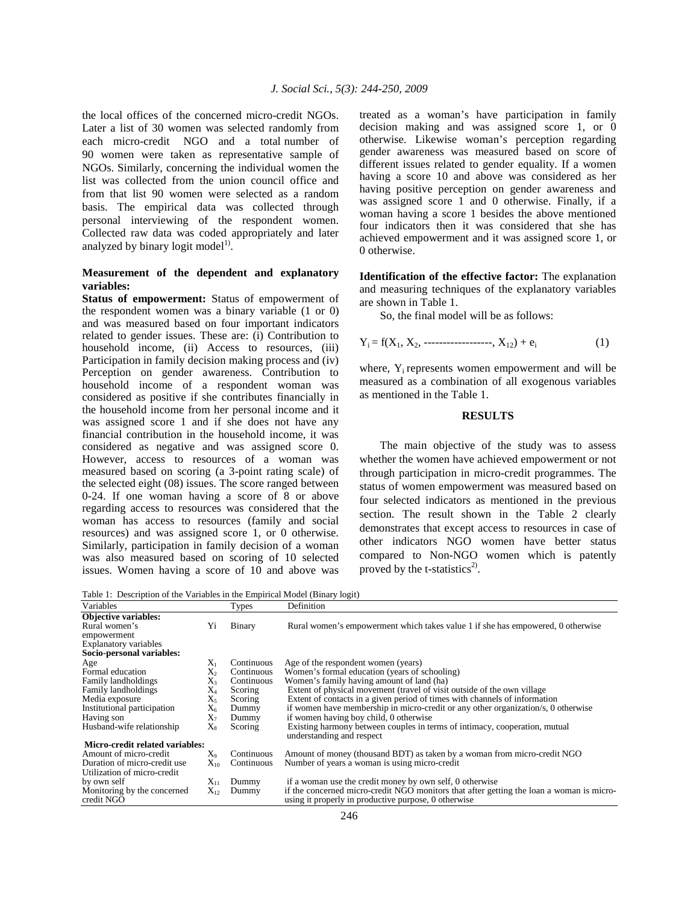the local offices of the concerned micro-credit NGOs. Later a list of 30 women was selected randomly from each micro-credit NGO and a total number of 90 women were taken as representative sample of NGOs. Similarly, concerning the individual women the list was collected from the union council office and from that list 90 women were selected as a random basis. The empirical data was collected through personal interviewing of the respondent women. Collected raw data was coded appropriately and later analyzed by binary logit model[1].

**Measurement of the dependent and explanatory variables:**

**Status of empowerment:** Status of empowerment of the respondent women was a binary variable (1 or 0) and was measured based on four important indicators related to gender issues. These are: (i) Contribution to household income, (ii) Access to resources, (iii) Participation in family decision making process and (iv) Perception on gender awareness. Contribution to household income of a respondent woman was considered as positive if she contributes financially in the household income from her personal income and it was assigned score 1 and if she does not have any financial contribution in the household income, it was considered as negative and was assigned score 0. However, access to resources of a woman was measured based on scoring (a 3-point rating scale) of the selected eight (08) issues. The score ranged between 0-24. If one woman having a score of 8 or above regarding access to resources was considered that the woman has access to resources (family and social resources) and was assigned score 1, or 0 otherwise. Similarly, participation in family decision of a woman was also measured based on scoring of 10 selected issues. Women having a score of 10 and above was treated as a woman's have participation in family decision making and was assigned score 1, or 0 otherwise. Likewise woman's perception regarding gender awareness was measured based on score of different issues related to gender equality. If a women having a score 10 and above was considered as her having positive perception on gender awareness and was assigned score 1 and 0 otherwise. Finally, if a woman having a score 1 besides the above mentioned four indicators then it was considered that she has achieved empowerment and it was assigned score 1, or 0 otherwise.

**Identification of the effective factor:** The explanation and measuring techniques of the explanatory variables are shown in Table 1.

So, the final model will be as follows:

$$Y_i = f(X_1, X_2, \text{------------------}, X_{12}) + e_i \qquad (1)$$

where, $Y_i$ represents women empowerment and will be measured as a combination of all exogenous variables as mentioned in the Table 1.

## RESULTS

The main objective of the study was to assess whether the women have achieved empowerment or not through participation in micro-credit programmes. The status of women empowerment was measured based on four selected indicators as mentioned in the previous section. The result shown in the Table 2 clearly demonstrates that except access to resources in case of other indicators NGO women have better status compared to Non-NGO women which is patently proved by the t-statistics[2].

Table 1: Description of the Variables in the Empirical Model (Binary logit)

| Variables | | Types | Definition |
|---|---|---|---|
| **Objective variables:** | | | |
| Rural women's empowerment | Yi | Binary | Rural women's empowerment which takes value 1 if she has empowered, 0 otherwise |
| Explanatory variables | | | |
| **Socio-personal variables:** | | | |
| Age | $X_1$ | Continuous | Age of the respondent women (years) |
| Formal education | $X_2$ | Continuous | Women's formal education (years of schooling) |
| Family landholdings | $X_3$ | Continuous | Women's family having amount of land (ha) |
| Family landholdings | $X_4$ | Scoring | Extent of physical movement (travel of visit outside of the own village |
| Media exposure | $X_5$ | Scoring | Extent of contacts in a given period of times with channels of information |
| Institutional participation | $X_6$ | Dummy | if women have membership in micro-credit or any other organization/s, 0 otherwise |
| Having son | $X_7$ | Dummy | if women having boy child, 0 otherwise |
| Husband-wife relationship | $X_8$ | Scoring | Existing harmony between couples in terms of intimacy, cooperation, mutual understanding and respect |
| **Micro-credit related variables:** | | | |
| Amount of micro-credit | $X_9$ | Continuous | Amount of money (thousand BDT) as taken by a woman from micro-credit NGO |
| Duration of micro-credit use | $X_{10}$ | Continuous | Number of years a woman is using micro-credit |
| Utilization of micro-credit by own self | $X_{11}$ | Dummy | if a woman use the credit money by own self, 0 otherwise |
| Monitoring by the concerned credit NGO | $X_{12}$ | Dummy | if the concerned micro-credit NGO monitors that after getting the loan a woman is micro-using it properly in productive purpose, 0 otherwise |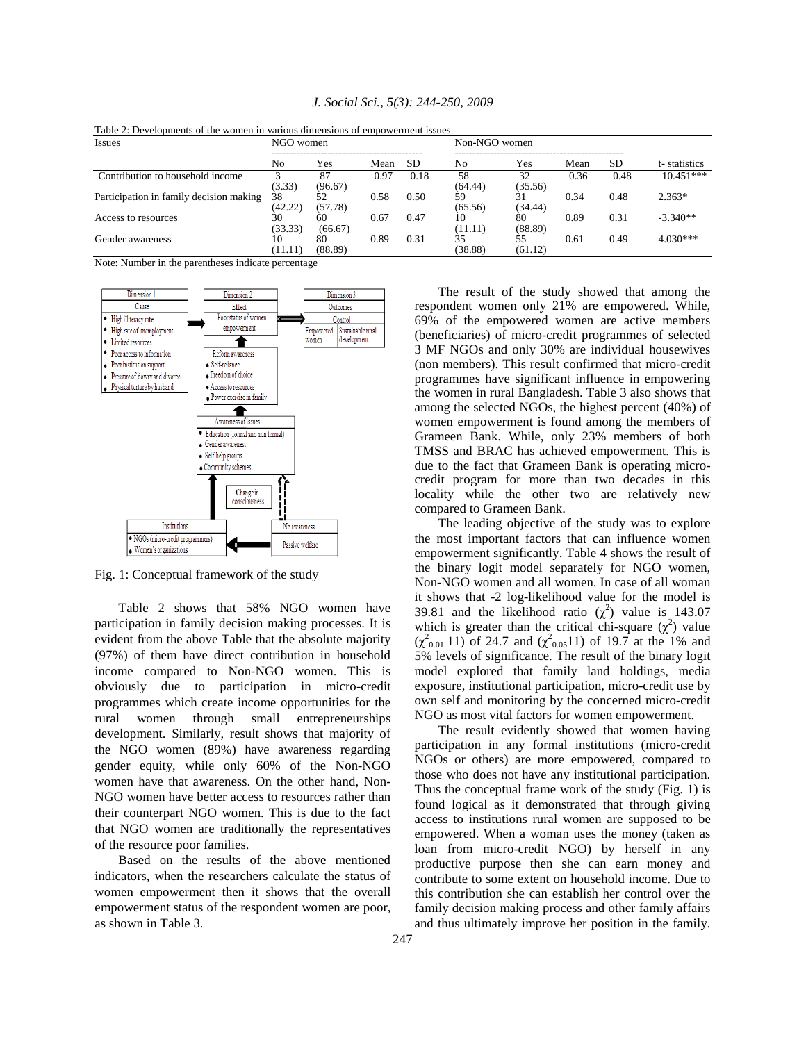Table 2: Developments of the women in various dimensions of empowerment issues

| Issues | NGO women | | | | Non-NGO women | | | | |
|---|---|---|---|---|---|---|---|---|---|
| | No | Yes | Mean | SD | No | Yes | Mean | SD | t- statistics |
| Contribution to household income | 3 (3.33) | 87 (96.67) | 0.97 | 0.18 | 58 (64.44) | 32 (35.56) | 0.36 | 0.48 | 10.451*** |
| Participation in family decision making | 38 (42.22) | 52 (57.78) | 0.58 | 0.50 | 59 (65.56) | 31 (34.44) | 0.34 | 0.48 | 2.363* |
| Access to resources | 30 (33.33) | 60 (66.67) | 0.67 | 0.47 | 10 (11.11) | 80 (88.89) | 0.89 | 0.31 | -3.340** |
| Gender awareness | 10 (11.11) | 80 (88.89) | 0.89 | 0.31 | 35 (38.88) | 55 (61.12) | 0.61 | 0.49 | 4.030*** |

Note: Number in the parentheses indicate percentage

Fig. 1: Conceptual framework of the study

Table 2 shows that 58% NGO women have participation in family decision making processes. It is evident from the above Table that the absolute majority (97%) of them have direct contribution in household income compared to Non-NGO women. This is obviously due to participation in micro-credit programmes which create income opportunities for the rural women through small entrepreneurships development. Similarly, result shows that majority of the NGO women (89%) have awareness regarding gender equity, while only 60% of the Non-NGO women have that awareness. On the other hand, Non-NGO women have better access to resources rather than their counterpart NGO women. This is due to the fact that NGO women are traditionally the representatives of the resource poor families.

Based on the results of the above mentioned indicators, when the researchers calculate the status of women empowerment then it shows that the overall empowerment status of the respondent women are poor, as shown in Table 3.

The result of the study showed that among the respondent women only 21% are empowered. While, 69% of the empowered women are active members (beneficiaries) of micro-credit programmes of selected 3 MF NGOs and only 30% are individual housewives (non members). This result confirmed that micro-credit programmes have significant influence in empowering the women in rural Bangladesh. Table 3 also shows that among the selected NGOs, the highest percent (40%) of women empowerment is found among the members of Grameen Bank. While, only 23% members of both TMSS and BRAC has achieved empowerment. This is due to the fact that Grameen Bank is operating micro-credit program for more than two decades in this locality while the other two are relatively new compared to Grameen Bank.

The leading objective of the study was to explore the most important factors that can influence women empowerment significantly. Table 4 shows the result of the binary logit model separately for NGO women, Non-NGO women and all women. In case of all woman it shows that -2 log-likelihood value for the model is 39.81 and the likelihood ratio ($\chi^2$) value is 143.07 which is greater than the critical chi-square ($\chi^2$) value ($\chi^2_{0.01}$ 11) of 24.7 and ($\chi^2_{0.05}$11) of 19.7 at the 1% and 5% levels of significance. The result of the binary logit model explored that family land holdings, media exposure, institutional participation, micro-credit use by own self and monitoring by the concerned micro-credit NGO as most vital factors for women empowerment.

The result evidently showed that women having participation in any formal institutions (micro-credit NGOs or others) are more empowered, compared to those who does not have any institutional participation. Thus the conceptual frame work of the study (Fig. 1) is found logical as it demonstrated that through giving access to institutions rural women are supposed to be empowered. When a woman uses the money (taken as loan from micro-credit NGO) by herself in any productive purpose then she can earn money and contribute to some extent on household income. Due to this contribution she can establish her control over the family decision making process and other family affairs and thus ultimately improve her position in the family.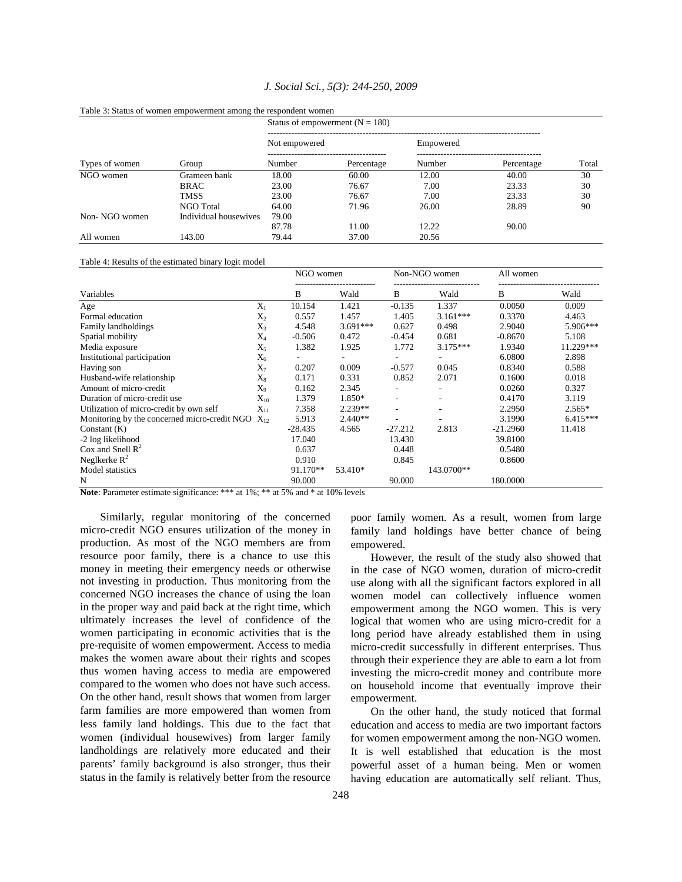Table 3: Status of women empowerment among the respondent women

| | | Status of empowerment (N = 180) | | | | |
|---|---|---|---|---|---|---|
| | | Not empowered | | Empowered | | |
| Types of women | Group | Number | Percentage | Number | Percentage | Total |
| NGO women | Grameen bank | 18.00 | 60.00 | 12.00 | 40.00 | 30 |
| | BRAC | 23.00 | 76.67 | 7.00 | 23.33 | 30 |
| | TMSS | 23.00 | 76.67 | 7.00 | 23.33 | 30 |
| | NGO Total | 64.00 | 71.96 | 26.00 | 28.89 | 90 |
| Non- NGO women | Individual housewives | 79.00 | | | | |
| | | 87.78 | 11.00 | 12.22 | 90.00 | |
| All women | 143.00 | 79.44 | 37.00 | 20.56 | | |

Table 4: Results of the estimated binary logit model

| Variables | | NGO women | | Non-NGO women | | All women | |
|---|---|---|---|---|---|---|---|
| | | B | Wald | B | Wald | B | Wald |
| Age | $X_1$ | 10.154 | 1.421 | -0.135 | 1.337 | 0.0050 | 0.009 |
| Formal education | $X_2$ | 0.557 | 1.457 | 1.405 | 3.161*** | 0.3370 | 4.463 |
| Family landholdings | $X_3$ | 4.548 | 3.691*** | 0.627 | 0.498 | 2.9040 | 5.906*** |
| Spatial mobility | $X_4$ | -0.506 | 0.472 | -0.454 | 0.681 | -0.8670 | 5.108 |
| Media exposure | $X_5$ | 1.382 | 1.925 | 1.772 | 3.175*** | 1.9340 | 11.229*** |
| Institutional participation | $X_6$ | - | - | - | - | 6.0800 | 2.898 |
| Having son | $X_7$ | 0.207 | 0.009 | -0.577 | 0.045 | 0.8340 | 0.588 |
| Husband-wife relationship | $X_8$ | 0.171 | 0.331 | 0.852 | 2.071 | 0.1600 | 0.018 |
| Amount of micro-credit | $X_9$ | 0.162 | 2.345 | - | - | 0.0260 | 0.327 |
| Duration of micro-credit use | $X_{10}$ | 1.379 | 1.850* | - | - | 0.4170 | 3.119 |
| Utilization of micro-credit by own self | $X_{11}$ | 7.358 | 2.239** | - | - | 2.2950 | 2.565* |
| Monitoring by the concerned micro-credit NGO | $X_{12}$ | 5.913 | 2.440** | - | - | 3.1990 | 6.415*** |
| Constant (K) | | -28.435 | 4.565 | -27.212 | 2.813 | -21.2960 | 11.418 |
| -2 log likelihood | | 17.040 | | 13.430 | | 39.8100 | |
| Cox and Snell $R^2$ | | 0.637 | | 0.448 | | 0.5480 | |
| Neglkerke $R^2$ | | 0.910 | | 0.845 | | 0.8600 | |
| Model statistics | | 91.170** | 53.410* | | 143.0700** | | |
| N | | 90.000 | | 90.000 | | 180.0000 | |

**Note**: Parameter estimate significance: *** at 1%; ** at 5% and * at 10% levels

Similarly, regular monitoring of the concerned micro-credit NGO ensures utilization of the money in production. As most of the NGO members are from resource poor family, there is a chance to use this money in meeting their emergency needs or otherwise not investing in production. Thus monitoring from the concerned NGO increases the chance of using the loan in the proper way and paid back at the right time, which ultimately increases the level of confidence of the women participating in economic activities that is the pre-requisite of women empowerment. Access to media makes the women aware about their rights and scopes thus women having access to media are empowered compared to the women who does not have such access. On the other hand, result shows that women from larger farm families are more empowered than women from less family land holdings. This due to the fact that women (individual housewives) from larger family landholdings are relatively more educated and their parents' family background is also stronger, thus their status in the family is relatively better from the resource poor family women. As a result, women from large family land holdings have better chance of being empowered.

However, the result of the study also showed that in the case of NGO women, duration of micro-credit use along with all the significant factors explored in all women model can collectively influence women empowerment among the NGO women. This is very logical that women who are using micro-credit for a long period have already established them in using micro-credit successfully in different enterprises. Thus through their experience they are able to earn a lot from investing the micro-credit money and contribute more on household income that eventually improve their empowerment.

On the other hand, the study noticed that formal education and access to media are two important factors for women empowerment among the non-NGO women. It is well established that education is the most powerful asset of a human being. Men or women having education are automatically self reliant. Thus,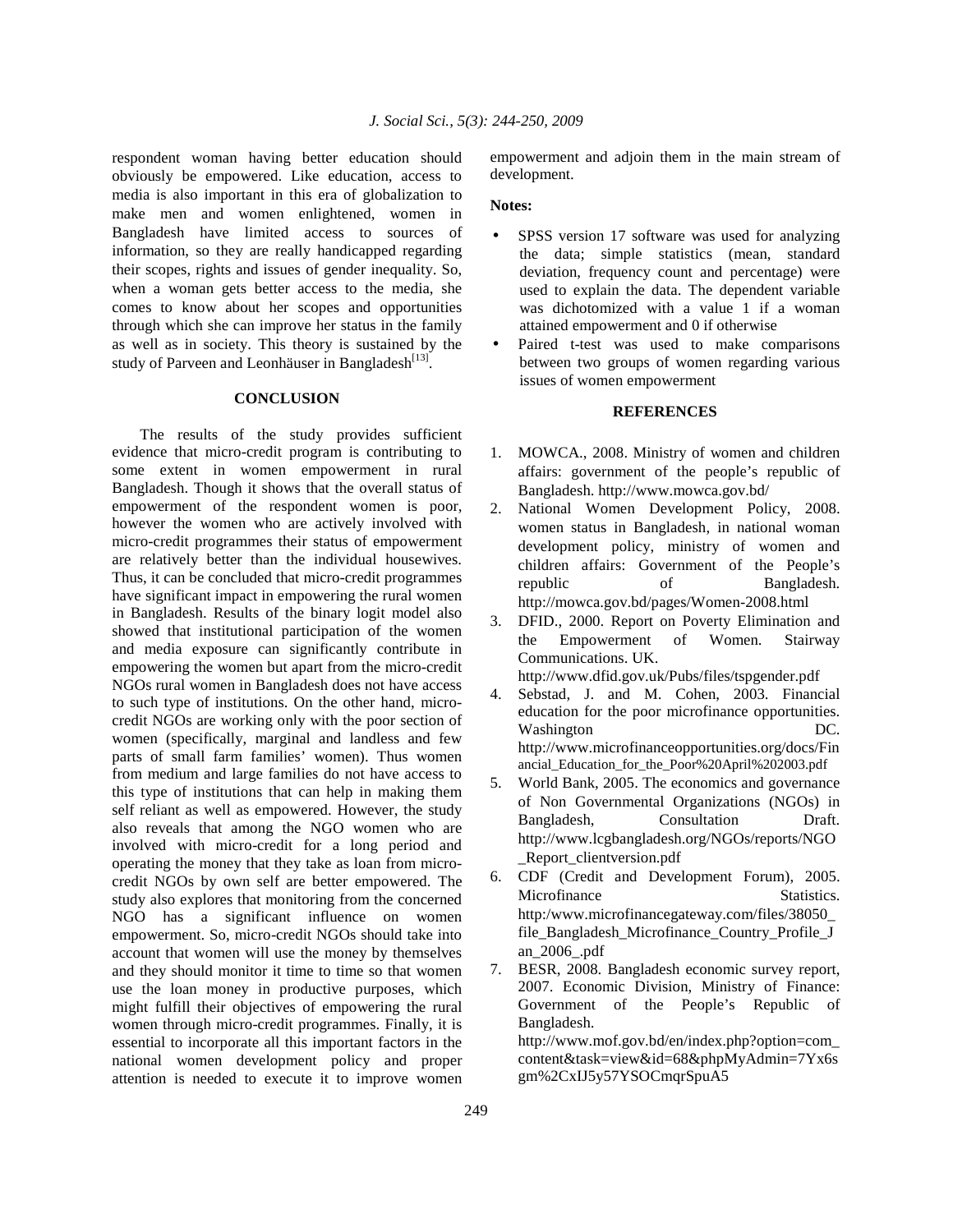respondent woman having better education should obviously be empowered. Like education, access to media is also important in this era of globalization to make men and women enlightened, women in Bangladesh have limited access to sources of information, so they are really handicapped regarding their scopes, rights and issues of gender inequality. So, when a woman gets better access to the media, she comes to know about her scopes and opportunities through which she can improve her status in the family as well as in society. This theory is sustained by the study of Parveen and Leonhäuser in Bangladesh[13].

## CONCLUSION

The results of the study provides sufficient evidence that micro-credit program is contributing to some extent in women empowerment in rural Bangladesh. Though it shows that the overall status of empowerment of the respondent women is poor, however the women who are actively involved with micro-credit programmes their status of empowerment are relatively better than the individual housewives. Thus, it can be concluded that micro-credit programmes have significant impact in empowering the rural women in Bangladesh. Results of the binary logit model also showed that institutional participation of the women and media exposure can significantly contribute in empowering the women but apart from the micro-credit NGOs rural women in Bangladesh does not have access to such type of institutions. On the other hand, micro-credit NGOs are working only with the poor section of women (specifically, marginal and landless and few parts of small farm families' women). Thus women from medium and large families do not have access to this type of institutions that can help in making them self reliant as well as empowered. However, the study also reveals that among the NGO women who are involved with micro-credit for a long period and operating the money that they take as loan from micro-credit NGOs by own self are better empowered. The study also explores that monitoring from the concerned NGO has a significant influence on women empowerment. So, micro-credit NGOs should take into account that women will use the money by themselves and they should monitor it time to time so that women use the loan money in productive purposes, which might fulfill their objectives of empowering the rural women through micro-credit programmes. Finally, it is essential to incorporate all this important factors in the national women development policy and proper attention is needed to execute it to improve women empowerment and adjoin them in the main stream of development.

**Notes:**

- SPSS version 17 software was used for analyzing the data; simple statistics (mean, standard deviation, frequency count and percentage) were used to explain the data. The dependent variable was dichotomized with a value 1 if a woman attained empowerment and 0 if otherwise
- Paired t-test was used to make comparisons between two groups of women regarding various issues of women empowerment

## REFERENCES

1. MOWCA., 2008. Ministry of women and children affairs: government of the people's republic of Bangladesh. http://www.mowca.gov.bd/
2. National Women Development Policy, 2008. women status in Bangladesh, in national woman development policy, ministry of women and children affairs: Government of the People's republic of Bangladesh. http://mowca.gov.bd/pages/Women-2008.html
3. DFID., 2000. Report on Poverty Elimination and the Empowerment of Women. Stairway Communications. UK. http://www.dfid.gov.uk/Pubs/files/tspgender.pdf
4. Sebstad, J. and M. Cohen, 2003. Financial education for the poor microfinance opportunities. Washington DC. http://www.microfinanceopportunities.org/docs/Financial_Education_for_the_Poor%20April%202003.pdf
5. World Bank, 2005. The economics and governance of Non Governmental Organizations (NGOs) in Bangladesh, Consultation Draft. http://www.lcgbangladesh.org/NGOs/reports/NGO_Report_clientversion.pdf
6. CDF (Credit and Development Forum), 2005. Microfinance Statistics. http:/www.microfinancegateway.com/files/38050_file_Bangladesh_Microfinance_Country_Profile_Jan_2006_.pdf
7. BESR, 2008. Bangladesh economic survey report, 2007. Economic Division, Ministry of Finance: Government of the People's Republic of Bangladesh. http://www.mof.gov.bd/en/index.php?option=com_content&task=view&id=68&phpMyAdmin=7Yx6sgm%2CxIJ5y57YSOCmqrSpuA5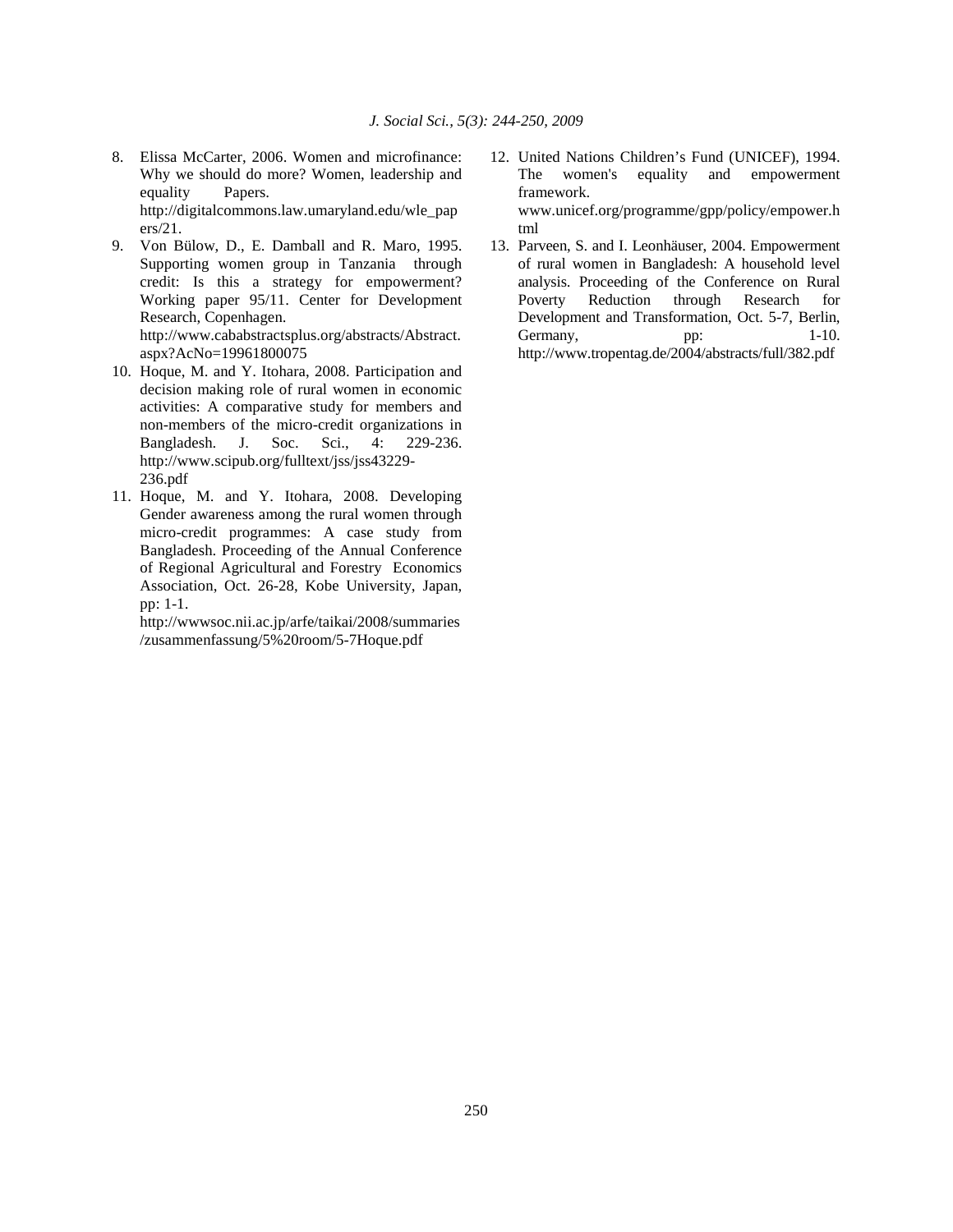8. Elissa McCarter, 2006. Women and microfinance: Why we should do more? Women, leadership and equality Papers. http://digitalcommons.law.umaryland.edu/wle_papers/21.
9. Von Bülow, D., E. Damball and R. Maro, 1995. Supporting women group in Tanzania through credit: Is this a strategy for empowerment? Working paper 95/11. Center for Development Research, Copenhagen. http://www.cababstractsplus.org/abstracts/Abstract.aspx?AcNo=19961800075
10. Hoque, M. and Y. Itohara, 2008. Participation and decision making role of rural women in economic activities: A comparative study for members and non-members of the micro-credit organizations in Bangladesh. J. Soc. Sci., 4: 229-236. http://www.scipub.org/fulltext/jss/jss43229-236.pdf
11. Hoque, M. and Y. Itohara, 2008. Developing Gender awareness among the rural women through micro-credit programmes: A case study from Bangladesh. Proceeding of the Annual Conference of Regional Agricultural and Forestry Economics Association, Oct. 26-28, Kobe University, Japan, pp: 1-1. http://wwwsoc.nii.ac.jp/arfe/taikai/2008/summaries/zusammenfassung/5%20room/5-7Hoque.pdf
12. United Nations Children's Fund (UNICEF), 1994. The women's equality and empowerment framework. www.unicef.org/programme/gpp/policy/empower.html
13. Parveen, S. and I. Leonhäuser, 2004. Empowerment of rural women in Bangladesh: A household level analysis. Proceeding of the Conference on Rural Poverty Reduction through Research for Development and Transformation, Oct. 5-7, Berlin, Germany, pp: 1-10. http://www.tropentag.de/2004/abstracts/full/382.pdf